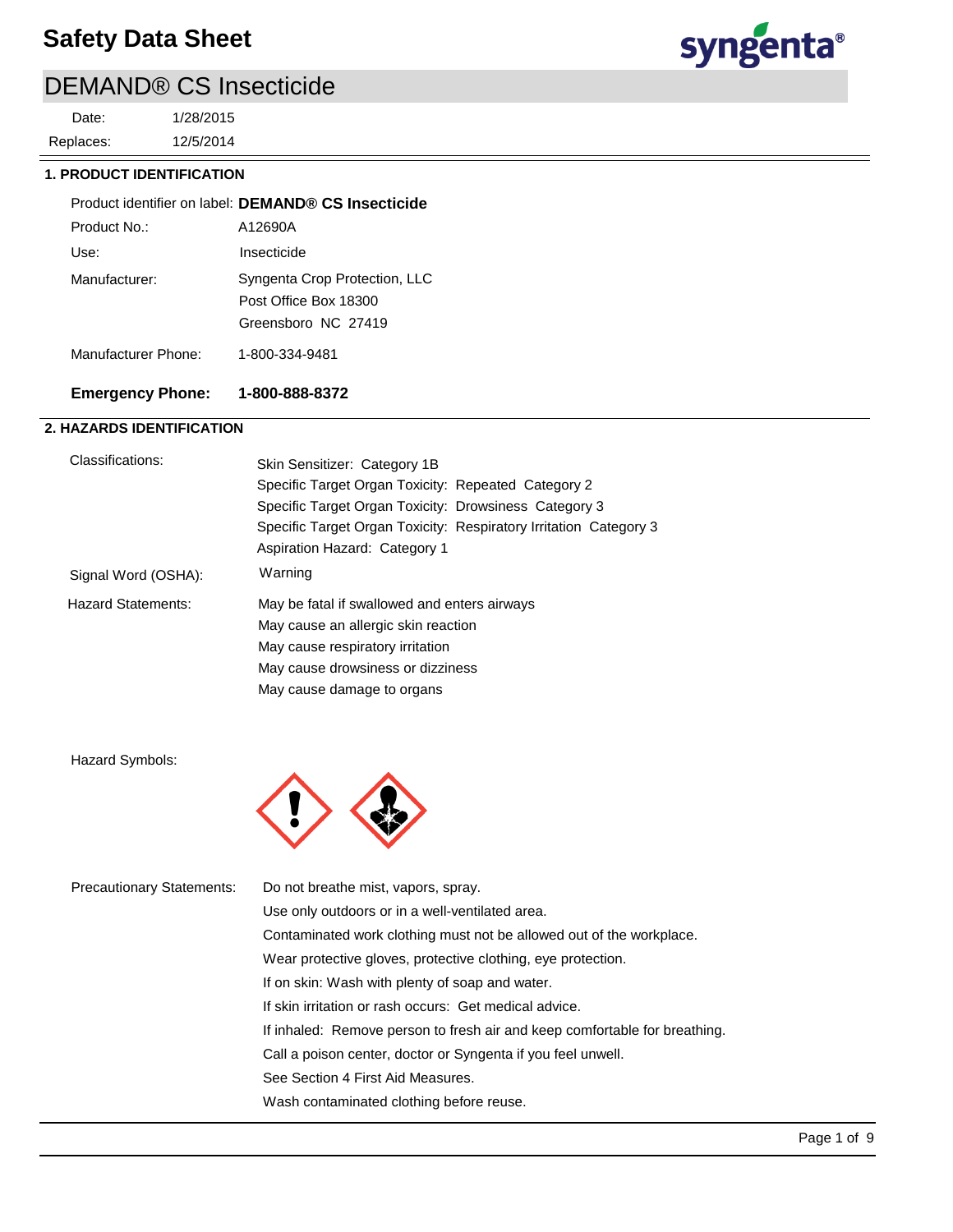# Safety Data Sheet

## DEMAND® CS Insecticide

Date: 1/28/2015
Replaces: 12/5/2014

### 1. PRODUCT IDENTIFICATION

| | |
|---|---|
| Product identifier on label: | **DEMAND® CS Insecticide** |
| Product No.: | A12690A |
| Use: | Insecticide |
| Manufacturer: | Syngenta Crop Protection, LLC<br>Post Office Box 18300<br>Greensboro NC 27419 |
| Manufacturer Phone: | 1-800-334-9481 |
| **Emergency Phone:** | **1-800-888-8372** |

### 2. HAZARDS IDENTIFICATION

**Classifications:**
- Skin Sensitizer: Category 1B
- Specific Target Organ Toxicity: Repeated Category 2
- Specific Target Organ Toxicity: Drowsiness Category 3
- Specific Target Organ Toxicity: Respiratory Irritation Category 3
- Aspiration Hazard: Category 1

**Signal Word (OSHA):** Warning

**Hazard Statements:**
- May be fatal if swallowed and enters airways
- May cause an allergic skin reaction
- May cause respiratory irritation
- May cause drowsiness or dizziness
- May cause damage to organs

**Hazard Symbols:**

**Precautionary Statements:**
- Do not breathe mist, vapors, spray.
- Use only outdoors or in a well-ventilated area.
- Contaminated work clothing must not be allowed out of the workplace.
- Wear protective gloves, protective clothing, eye protection.
- If on skin: Wash with plenty of soap and water.
- If skin irritation or rash occurs: Get medical advice.
- If inhaled: Remove person to fresh air and keep comfortable for breathing.
- Call a poison center, doctor or Syngenta if you feel unwell.
- See Section 4 First Aid Measures.
- Wash contaminated clothing before reuse.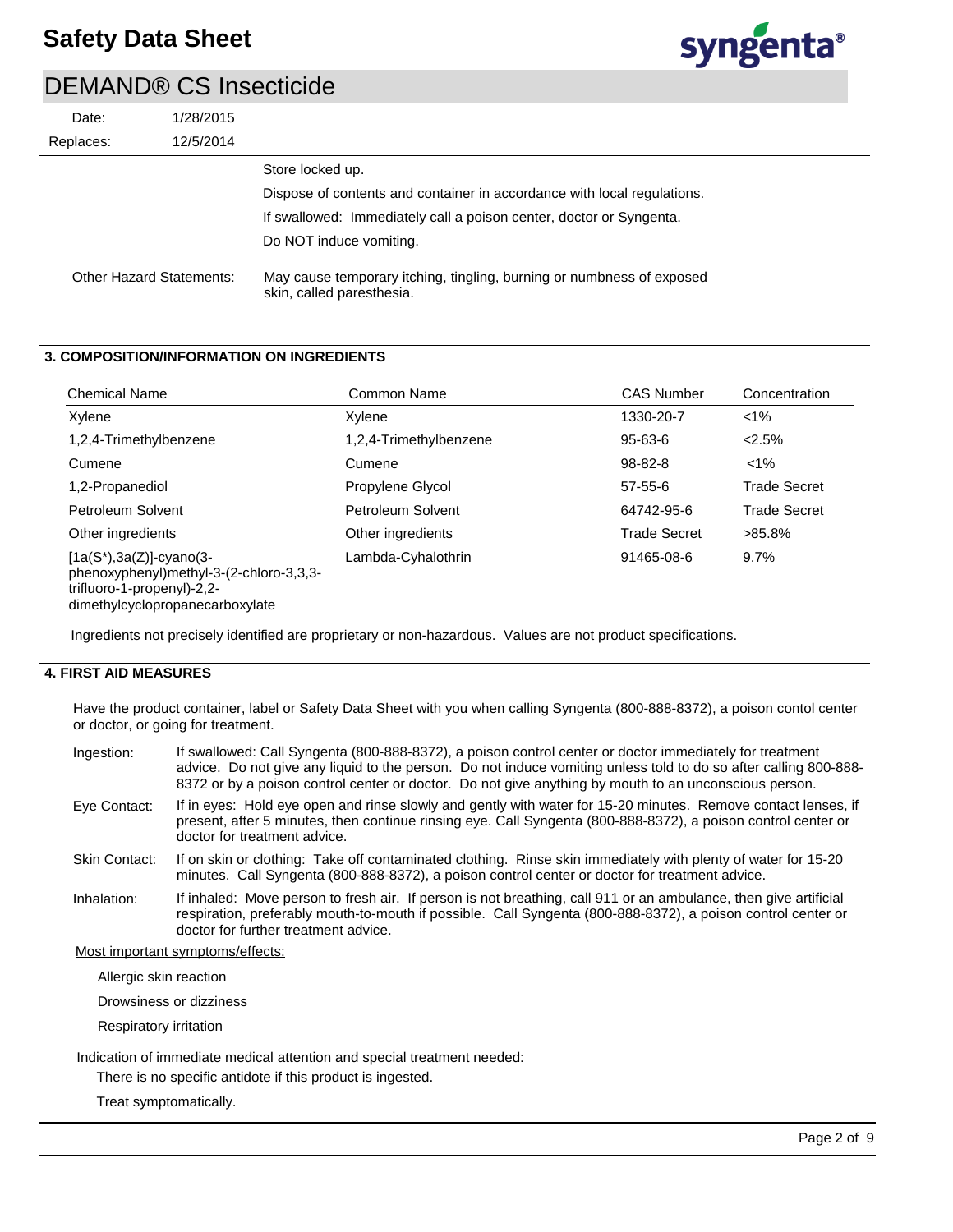Store locked up.

Dispose of contents and container in accordance with local regulations.

If swallowed: Immediately call a poison center, doctor or Syngenta.

Do NOT induce vomiting.

Other Hazard Statements: May cause temporary itching, tingling, burning or numbness of exposed skin, called paresthesia.

## 3. COMPOSITION/INFORMATION ON INGREDIENTS

| Chemical Name | Common Name | CAS Number | Concentration |
|---|---|---|---|
| Xylene | Xylene | 1330-20-7 | <1% |
| 1,2,4-Trimethylbenzene | 1,2,4-Trimethylbenzene | 95-63-6 | <2.5% |
| Cumene | Cumene | 98-82-8 | <1% |
| 1,2-Propanediol | Propylene Glycol | 57-55-6 | Trade Secret |
| Petroleum Solvent | Petroleum Solvent | 64742-95-6 | Trade Secret |
| Other ingredients | Other ingredients | Trade Secret | >85.8% |
| [1a(S*),3a(Z)]-cyano(3-phenoxyphenyl)methyl-3-(2-chloro-3,3,3-trifluoro-1-propenyl)-2,2-dimethylcyclopropanecarboxylate | Lambda-Cyhalothrin | 91465-08-6 | 9.7% |

Ingredients not precisely identified are proprietary or non-hazardous. Values are not product specifications.

## 4. FIRST AID MEASURES

Have the product container, label or Safety Data Sheet with you when calling Syngenta (800-888-8372), a poison contol center or doctor, or going for treatment.

Ingestion: If swallowed: Call Syngenta (800-888-8372), a poison control center or doctor immediately for treatment advice. Do not give any liquid to the person. Do not induce vomiting unless told to do so after calling 800-888-8372 or by a poison control center or doctor. Do not give anything by mouth to an unconscious person.

Eye Contact: If in eyes: Hold eye open and rinse slowly and gently with water for 15-20 minutes. Remove contact lenses, if present, after 5 minutes, then continue rinsing eye. Call Syngenta (800-888-8372), a poison control center or doctor for treatment advice.

Skin Contact: If on skin or clothing: Take off contaminated clothing. Rinse skin immediately with plenty of water for 15-20 minutes. Call Syngenta (800-888-8372), a poison control center or doctor for treatment advice.

Inhalation: If inhaled: Move person to fresh air. If person is not breathing, call 911 or an ambulance, then give artificial respiration, preferably mouth-to-mouth if possible. Call Syngenta (800-888-8372), a poison control center or doctor for further treatment advice.

Most important symptoms/effects:

Allergic skin reaction

Drowsiness or dizziness

Respiratory irritation

Indication of immediate medical attention and special treatment needed:

There is no specific antidote if this product is ingested.

Treat symptomatically.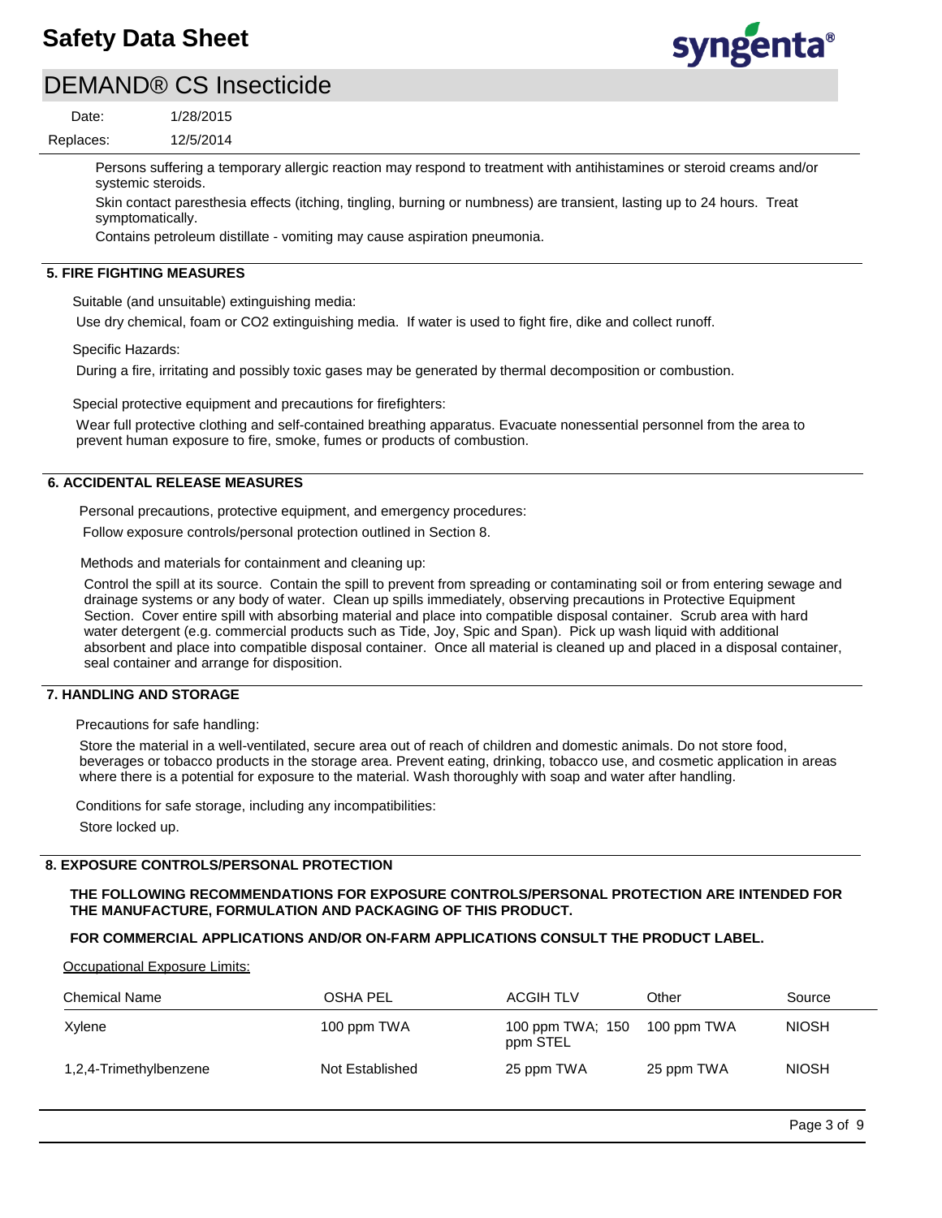Persons suffering a temporary allergic reaction may respond to treatment with antihistamines or steroid creams and/or systemic steroids.

Skin contact paresthesia effects (itching, tingling, burning or numbness) are transient, lasting up to 24 hours. Treat symptomatically.

Contains petroleum distillate - vomiting may cause aspiration pneumonia.

## 5. FIRE FIGHTING MEASURES

Suitable (and unsuitable) extinguishing media:

Use dry chemical, foam or CO2 extinguishing media. If water is used to fight fire, dike and collect runoff.

Specific Hazards:

During a fire, irritating and possibly toxic gases may be generated by thermal decomposition or combustion.

Special protective equipment and precautions for firefighters:

Wear full protective clothing and self-contained breathing apparatus. Evacuate nonessential personnel from the area to prevent human exposure to fire, smoke, fumes or products of combustion.

## 6. ACCIDENTAL RELEASE MEASURES

Personal precautions, protective equipment, and emergency procedures:

Follow exposure controls/personal protection outlined in Section 8.

Methods and materials for containment and cleaning up:

Control the spill at its source. Contain the spill to prevent from spreading or contaminating soil or from entering sewage and drainage systems or any body of water. Clean up spills immediately, observing precautions in Protective Equipment Section. Cover entire spill with absorbing material and place into compatible disposal container. Scrub area with hard water detergent (e.g. commercial products such as Tide, Joy, Spic and Span). Pick up wash liquid with additional absorbent and place into compatible disposal container. Once all material is cleaned up and placed in a disposal container, seal container and arrange for disposition.

## 7. HANDLING AND STORAGE

Precautions for safe handling:

Store the material in a well-ventilated, secure area out of reach of children and domestic animals. Do not store food, beverages or tobacco products in the storage area. Prevent eating, drinking, tobacco use, and cosmetic application in areas where there is a potential for exposure to the material. Wash thoroughly with soap and water after handling.

Conditions for safe storage, including any incompatibilities:

Store locked up.

## 8. EXPOSURE CONTROLS/PERSONAL PROTECTION

**THE FOLLOWING RECOMMENDATIONS FOR EXPOSURE CONTROLS/PERSONAL PROTECTION ARE INTENDED FOR THE MANUFACTURE, FORMULATION AND PACKAGING OF THIS PRODUCT.**

**FOR COMMERCIAL APPLICATIONS AND/OR ON-FARM APPLICATIONS CONSULT THE PRODUCT LABEL.**

Occupational Exposure Limits:

| Chemical Name | OSHA PEL | ACGIH TLV | Other | Source |
|---|---|---|---|---|
| Xylene | 100 ppm TWA | 100 ppm TWA; 150 ppm STEL | 100 ppm TWA | NIOSH |
| 1,2,4-Trimethylbenzene | Not Established | 25 ppm TWA | 25 ppm TWA | NIOSH |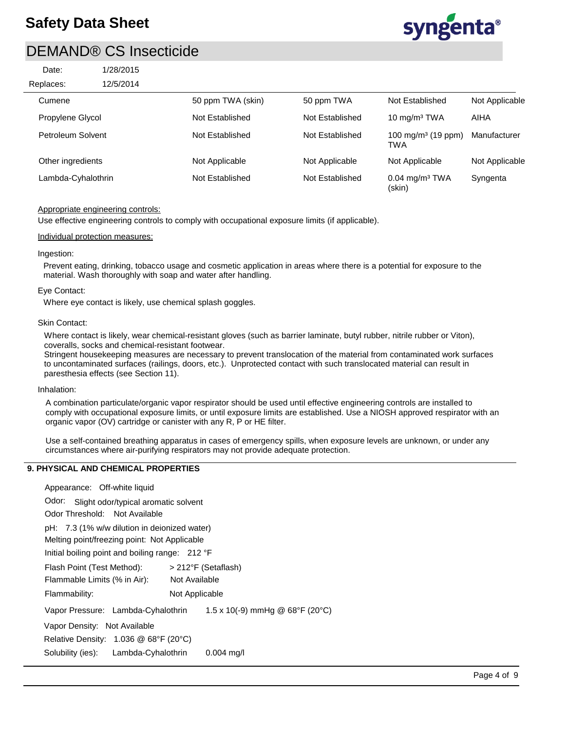| | | | | |
|---|---|---|---|---|
| Cumene | 50 ppm TWA (skin) | 50 ppm TWA | Not Established | Not Applicable |
| Propylene Glycol | Not Established | Not Established | 10 mg/m³ TWA | AIHA |
| Petroleum Solvent | Not Established | Not Established | 100 mg/m³ (19 ppm) TWA | Manufacturer |
| Other ingredients | Not Applicable | Not Applicable | Not Applicable | Not Applicable |
| Lambda-Cyhalothrin | Not Established | Not Established | 0.04 mg/m³ TWA (skin) | Syngenta |

Appropriate engineering controls:

Use effective engineering controls to comply with occupational exposure limits (if applicable).

Individual protection measures:

Ingestion:

Prevent eating, drinking, tobacco usage and cosmetic application in areas where there is a potential for exposure to the material. Wash thoroughly with soap and water after handling.

Eye Contact:

Where eye contact is likely, use chemical splash goggles.

Skin Contact:

Where contact is likely, wear chemical-resistant gloves (such as barrier laminate, butyl rubber, nitrile rubber or Viton), coveralls, socks and chemical-resistant footwear.
Stringent housekeeping measures are necessary to prevent translocation of the material from contaminated work surfaces to uncontaminated surfaces (railings, doors, etc.). Unprotected contact with such translocated material can result in paresthesia effects (see Section 11).

Inhalation:

A combination particulate/organic vapor respirator should be used until effective engineering controls are installed to comply with occupational exposure limits, or until exposure limits are established. Use a NIOSH approved respirator with an organic vapor (OV) cartridge or canister with any R, P or HE filter.

Use a self-contained breathing apparatus in cases of emergency spills, when exposure levels are unknown, or under any circumstances where air-purifying respirators may not provide adequate protection.

## 9. PHYSICAL AND CHEMICAL PROPERTIES

Appearance: Off-white liquid

Odor: Slight odor/typical aromatic solvent

Odor Threshold: Not Available

pH: 7.3 (1% w/w dilution in deionized water)

Melting point/freezing point: Not Applicable

Initial boiling point and boiling range: 212 °F

Flash Point (Test Method): > 212°F (Setaflash)

Flammable Limits (% in Air): Not Available

Flammability: Not Applicable

Vapor Pressure: Lambda-Cyhalothrin 1.5 x 10(-9) mmHg @ 68°F (20°C)

Vapor Density: Not Available

Relative Density: 1.036 @ 68°F (20°C)

Solubility (ies): Lambda-Cyhalothrin 0.004 mg/l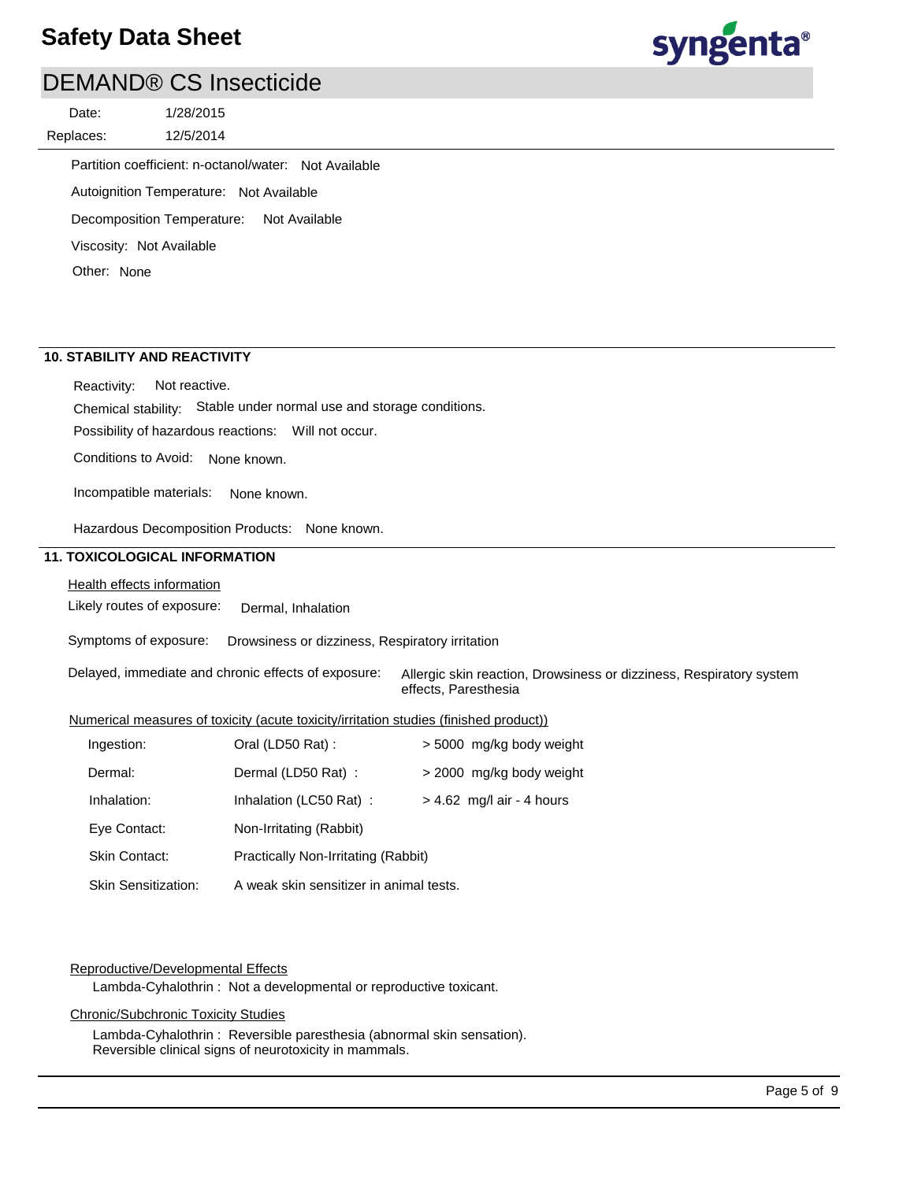Partition coefficient: n-octanol/water: Not Available

Autoignition Temperature: Not Available

Decomposition Temperature: Not Available

Viscosity: Not Available

Other: None

## 10. STABILITY AND REACTIVITY

Reactivity: Not reactive.

Chemical stability: Stable under normal use and storage conditions.

Possibility of hazardous reactions: Will not occur.

Conditions to Avoid: None known.

Incompatible materials: None known.

Hazardous Decomposition Products: None known.

## 11. TOXICOLOGICAL INFORMATION

Health effects information

Likely routes of exposure: Dermal, Inhalation

Symptoms of exposure: Drowsiness or dizziness, Respiratory irritation

Delayed, immediate and chronic effects of exposure: Allergic skin reaction, Drowsiness or dizziness, Respiratory system effects, Paresthesia

Numerical measures of toxicity (acute toxicity/irritation studies (finished product))

| | | |
|---|---|---|
| Ingestion: | Oral (LD50 Rat) : | > 5000 mg/kg body weight |
| Dermal: | Dermal (LD50 Rat) : | > 2000 mg/kg body weight |
| Inhalation: | Inhalation (LC50 Rat) : | > 4.62 mg/l air - 4 hours |
| Eye Contact: | Non-Irritating (Rabbit) | |
| Skin Contact: | Practically Non-Irritating (Rabbit) | |
| Skin Sensitization: | A weak skin sensitizer in animal tests. | |

Reproductive/Developmental Effects

Lambda-Cyhalothrin : Not a developmental or reproductive toxicant.

Chronic/Subchronic Toxicity Studies

Lambda-Cyhalothrin : Reversible paresthesia (abnormal skin sensation).
Reversible clinical signs of neurotoxicity in mammals.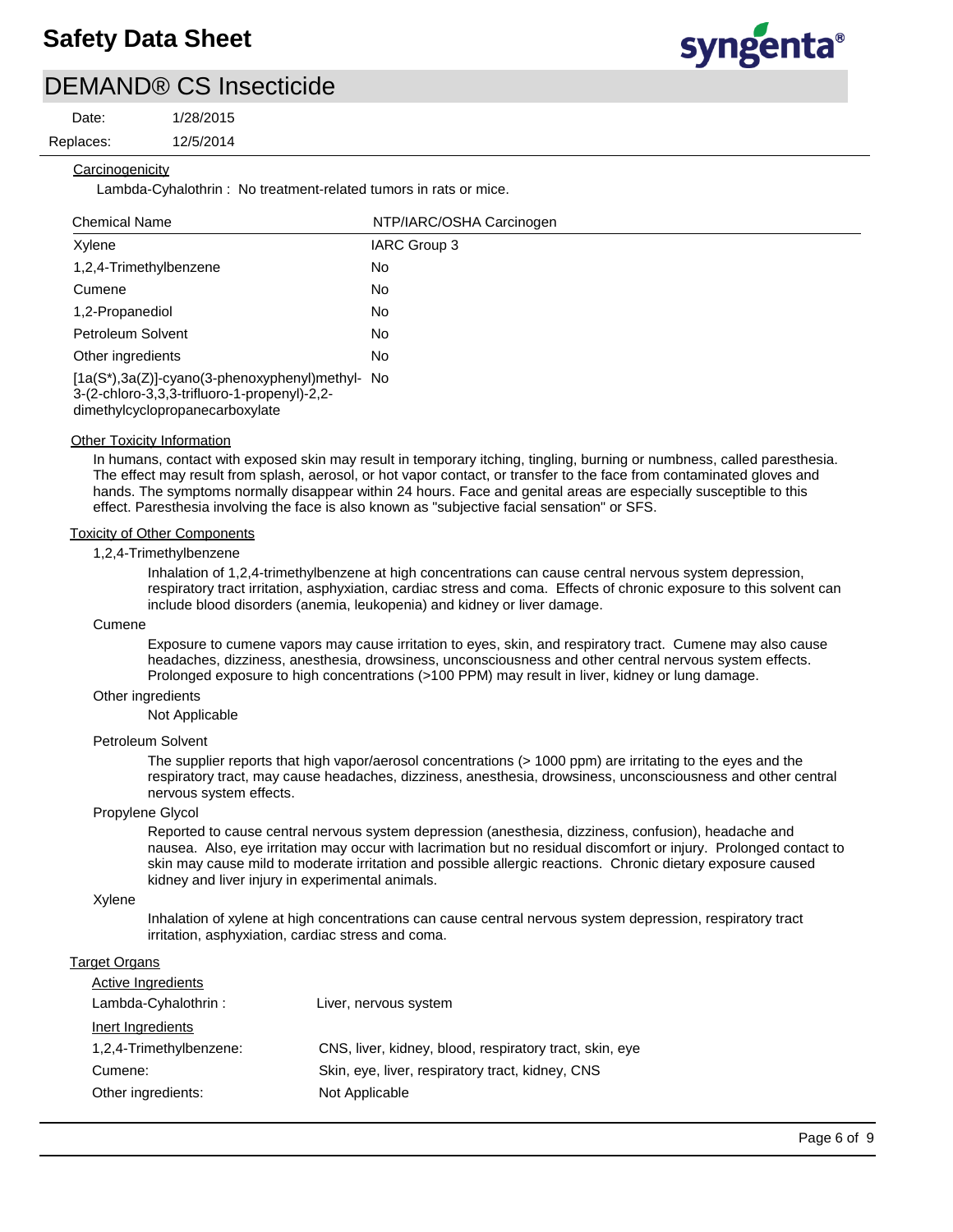#### Carcinogenicity

Lambda-Cyhalothrin : No treatment-related tumors in rats or mice.

| Chemical Name | NTP/IARC/OSHA Carcinogen |
|---|---|
| Xylene | IARC Group 3 |
| 1,2,4-Trimethylbenzene | No |
| Cumene | No |
| 1,2-Propanediol | No |
| Petroleum Solvent | No |
| Other ingredients | No |
| [1a(S*),3a(Z)]-cyano(3-phenoxyphenyl)methyl-3-(2-chloro-3,3,3-trifluoro-1-propenyl)-2,2-dimethylcyclopropanecarboxylate | No |

#### Other Toxicity Information

In humans, contact with exposed skin may result in temporary itching, tingling, burning or numbness, called paresthesia. The effect may result from splash, aerosol, or hot vapor contact, or transfer to the face from contaminated gloves and hands. The symptoms normally disappear within 24 hours. Face and genital areas are especially susceptible to this effect. Paresthesia involving the face is also known as "subjective facial sensation" or SFS.

#### Toxicity of Other Components

1,2,4-Trimethylbenzene

Inhalation of 1,2,4-trimethylbenzene at high concentrations can cause central nervous system depression, respiratory tract irritation, asphyxiation, cardiac stress and coma. Effects of chronic exposure to this solvent can include blood disorders (anemia, leukopenia) and kidney or liver damage.

Cumene

Exposure to cumene vapors may cause irritation to eyes, skin, and respiratory tract. Cumene may also cause headaches, dizziness, anesthesia, drowsiness, unconsciousness and other central nervous system effects. Prolonged exposure to high concentrations (>100 PPM) may result in liver, kidney or lung damage.

Other ingredients

Not Applicable

Petroleum Solvent

The supplier reports that high vapor/aerosol concentrations (> 1000 ppm) are irritating to the eyes and the respiratory tract, may cause headaches, dizziness, anesthesia, drowsiness, unconsciousness and other central nervous system effects.

Propylene Glycol

Reported to cause central nervous system depression (anesthesia, dizziness, confusion), headache and nausea. Also, eye irritation may occur with lacrimation but no residual discomfort or injury. Prolonged contact to skin may cause mild to moderate irritation and possible allergic reactions. Chronic dietary exposure caused kidney and liver injury in experimental animals.

Xylene

Inhalation of xylene at high concentrations can cause central nervous system depression, respiratory tract irritation, asphyxiation, cardiac stress and coma.

#### Target Organs

Active Ingredients

| | |
|---|---|
| Lambda-Cyhalothrin : | Liver, nervous system |

Inert Ingredients

| | |
|---|---|
| 1,2,4-Trimethylbenzene: | CNS, liver, kidney, blood, respiratory tract, skin, eye |
| Cumene: | Skin, eye, liver, respiratory tract, kidney, CNS |
| Other ingredients: | Not Applicable |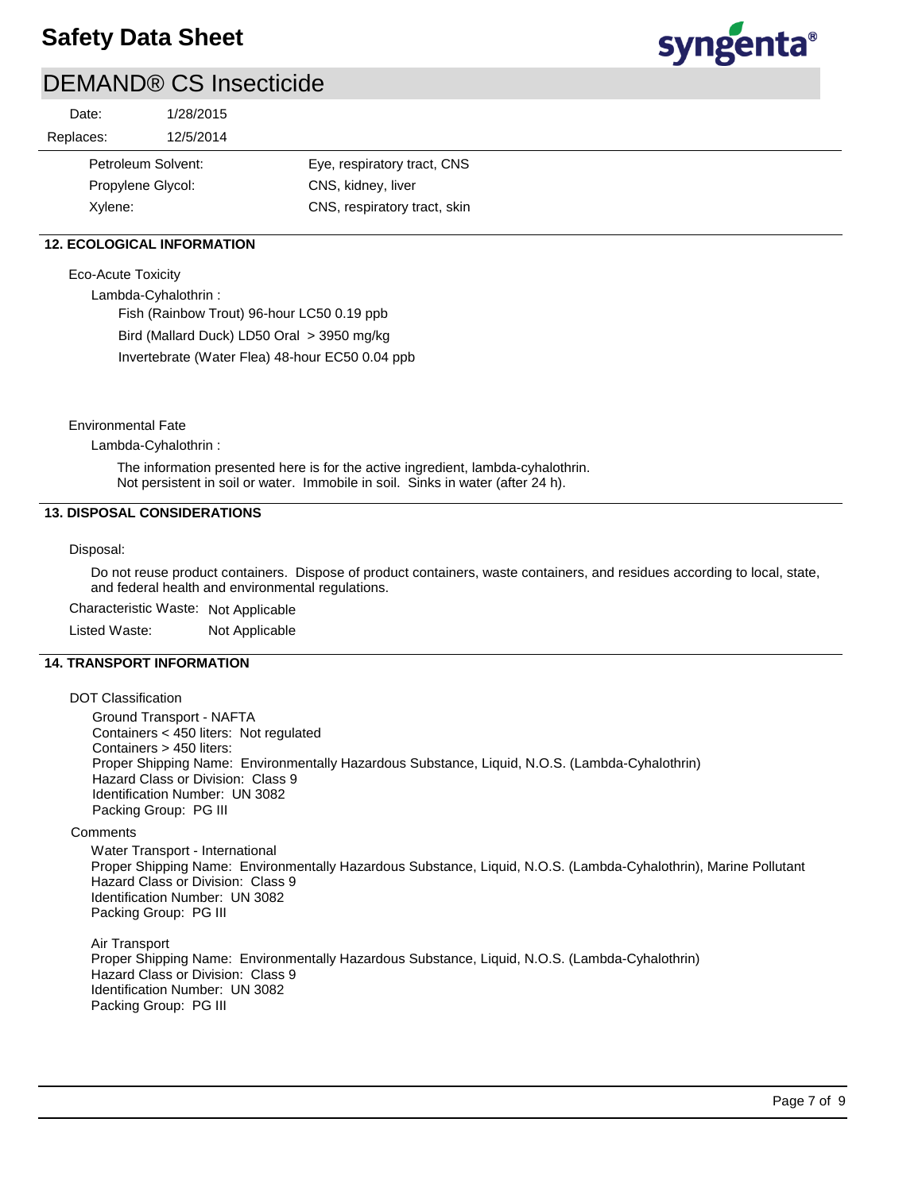| | |
|---|---|
| Petroleum Solvent: | Eye, respiratory tract, CNS |
| Propylene Glycol: | CNS, kidney, liver |
| Xylene: | CNS, respiratory tract, skin |

## 12. ECOLOGICAL INFORMATION

Eco-Acute Toxicity

Lambda-Cyhalothrin :

Fish (Rainbow Trout) 96-hour LC50 0.19 ppb

Bird (Mallard Duck) LD50 Oral > 3950 mg/kg

Invertebrate (Water Flea) 48-hour EC50 0.04 ppb

Environmental Fate

Lambda-Cyhalothrin :

The information presented here is for the active ingredient, lambda-cyhalothrin.
Not persistent in soil or water. Immobile in soil. Sinks in water (after 24 h).

## 13. DISPOSAL CONSIDERATIONS

Disposal:

Do not reuse product containers. Dispose of product containers, waste containers, and residues according to local, state, and federal health and environmental regulations.

Characteristic Waste: Not Applicable

Listed Waste: Not Applicable

## 14. TRANSPORT INFORMATION

DOT Classification

Ground Transport - NAFTA
Containers < 450 liters: Not regulated
Containers > 450 liters:
Proper Shipping Name: Environmentally Hazardous Substance, Liquid, N.O.S. (Lambda-Cyhalothrin)
Hazard Class or Division: Class 9
Identification Number: UN 3082
Packing Group: PG III

Comments

Water Transport - International
Proper Shipping Name: Environmentally Hazardous Substance, Liquid, N.O.S. (Lambda-Cyhalothrin), Marine Pollutant
Hazard Class or Division: Class 9
Identification Number: UN 3082
Packing Group: PG III

Air Transport
Proper Shipping Name: Environmentally Hazardous Substance, Liquid, N.O.S. (Lambda-Cyhalothrin)
Hazard Class or Division: Class 9
Identification Number: UN 3082
Packing Group: PG III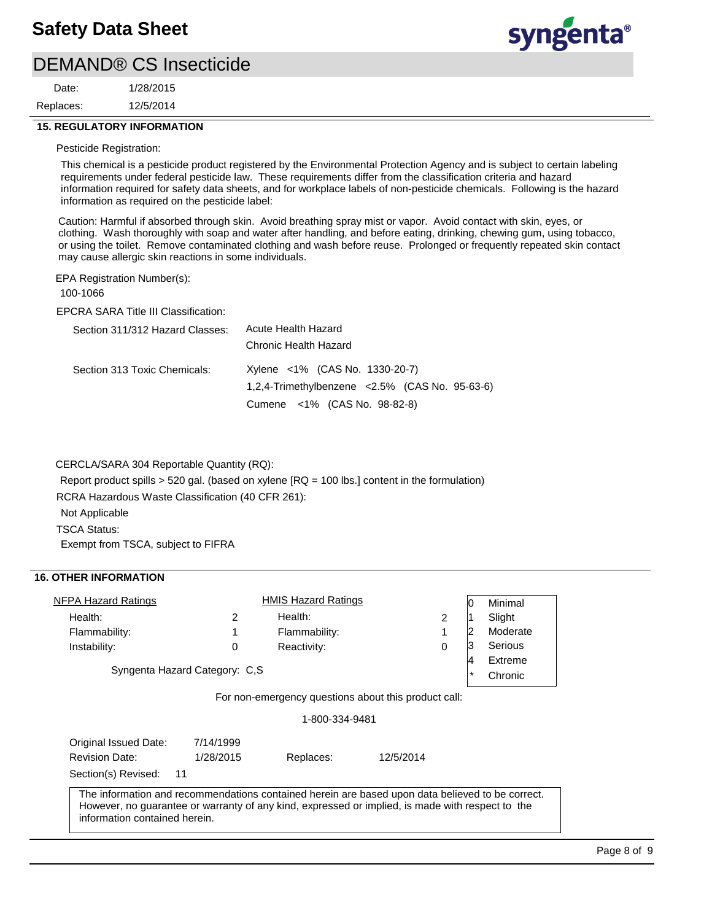## 15. REGULATORY INFORMATION

Pesticide Registration:

This chemical is a pesticide product registered by the Environmental Protection Agency and is subject to certain labeling requirements under federal pesticide law. These requirements differ from the classification criteria and hazard information required for safety data sheets, and for workplace labels of non-pesticide chemicals. Following is the hazard information as required on the pesticide label:

Caution: Harmful if absorbed through skin. Avoid breathing spray mist or vapor. Avoid contact with skin, eyes, or clothing. Wash thoroughly with soap and water after handling, and before eating, drinking, chewing gum, using tobacco, or using the toilet. Remove contaminated clothing and wash before reuse. Prolonged or frequently repeated skin contact may cause allergic skin reactions in some individuals.

EPA Registration Number(s):

100-1066

EPCRA SARA Title III Classification:

| | |
|---|---|
| Section 311/312 Hazard Classes: | Acute Health Hazard<br>Chronic Health Hazard |
| Section 313 Toxic Chemicals: | Xylene <1% (CAS No. 1330-20-7)<br>1,2,4-Trimethylbenzene <2.5% (CAS No. 95-63-6)<br>Cumene <1% (CAS No. 98-82-8) |

CERCLA/SARA 304 Reportable Quantity (RQ):

Report product spills > 520 gal. (based on xylene [RQ = 100 lbs.] content in the formulation)

RCRA Hazardous Waste Classification (40 CFR 261):

Not Applicable

TSCA Status:

Exempt from TSCA, subject to FIFRA

## 16. OTHER INFORMATION

| NFPA Hazard Ratings | | HMIS Hazard Ratings | |
|---|---|---|---|
| Health: | 2 | Health: | 2 |
| Flammability: | 1 | Flammability: | 1 |
| Instability: | 0 | Reactivity: | 0 |

| | |
|---|---|
| 0 | Minimal |
| 1 | Slight |
| 2 | Moderate |
| 3 | Serious |
| 4 | Extreme |
| * | Chronic |

Syngenta Hazard Category: C,S

For non-emergency questions about this product call:

1-800-334-9481

| | | | |
|---|---|---|---|
| Original Issued Date: | 7/14/1999 | | |
| Revision Date: | 1/28/2015 | Replaces: | 12/5/2014 |
| Section(s) Revised: | 11 | | |

The information and recommendations contained herein are based upon data believed to be correct. However, no guarantee or warranty of any kind, expressed or implied, is made with respect to the information contained herein.